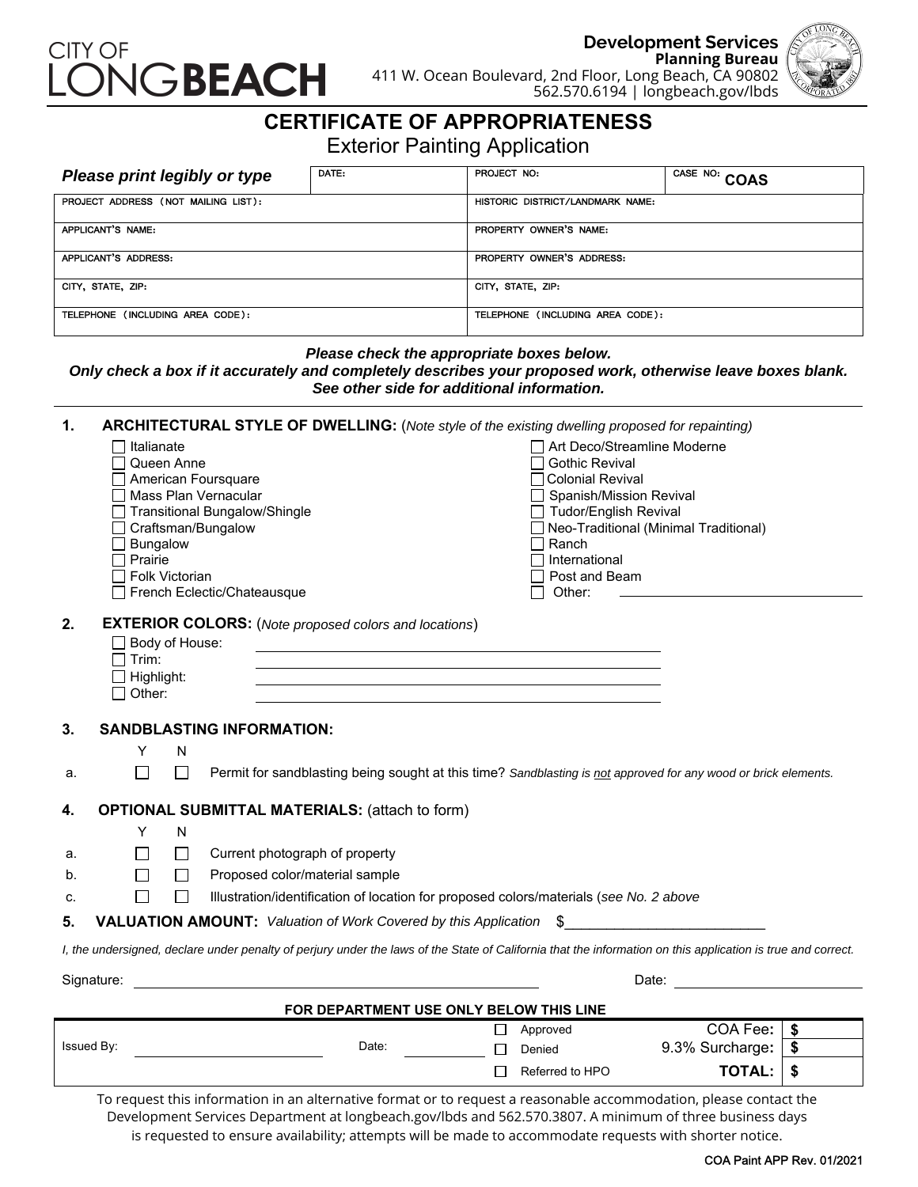CITY OF LONG BEACH

**Development Services**
**Planning Bureau**
411 W. Ocean Boulevard, 2nd Floor, Long Beach, CA 90802
562.570.6194 | longbeach.gov/lbds

# CERTIFICATE OF APPROPRIATENESS

## Exterior Painting Application

| *Please print legibly or type* | DATE: | PROJECT NO: | CASE NO: **COAS** |
|---|---|---|---|
| PROJECT ADDRESS (NOT MAILING LIST): | | HISTORIC DISTRICT/LANDMARK NAME: | |
| APPLICANT'S NAME: | | PROPERTY OWNER'S NAME: | |
| APPLICANT'S ADDRESS: | | PROPERTY OWNER'S ADDRESS: | |
| CITY, STATE, ZIP: | | CITY, STATE, ZIP: | |
| TELEPHONE (INCLUDING AREA CODE): | | TELEPHONE (INCLUDING AREA CODE): | |

***Please check the appropriate boxes below.***
***Only check a box if it accurately and completely describes your proposed work, otherwise leave boxes blank.***
***See other side for additional information.***

**1. ARCHITECTURAL STYLE OF DWELLING:** (*Note style of the existing dwelling proposed for repainting*)

- ☐ Italianate
- ☐ Queen Anne
- ☐ American Foursquare
- ☐ Mass Plan Vernacular
- ☐ Transitional Bungalow/Shingle
- ☐ Craftsman/Bungalow
- ☐ Bungalow
- ☐ Prairie
- ☐ Folk Victorian
- ☐ French Eclectic/Chateausque
- ☐ Art Deco/Streamline Moderne
- ☐ Gothic Revival
- ☐ Colonial Revival
- ☐ Spanish/Mission Revival
- ☐ Tudor/English Revival
- ☐ Neo-Traditional (Minimal Traditional)
- ☐ Ranch
- ☐ International
- ☐ Post and Beam
- ☐ Other: ____________________

**2. EXTERIOR COLORS:** (*Note proposed colors and locations*)

- ☐ Body of House: ____________________
- ☐ Trim: ____________________
- ☐ Highlight: ____________________
- ☐ Other: ____________________

**3. SANDBLASTING INFORMATION:**

| | Y | N | |
|---|---|---|---|
| a. | ☐ | ☐ | Permit for sandblasting being sought at this time? *Sandblasting is not approved for any wood or brick elements.* |

**4. OPTIONAL SUBMITTAL MATERIALS:** (attach to form)

| | Y | N | |
|---|---|---|---|
| a. | ☐ | ☐ | Current photograph of property |
| b. | ☐ | ☐ | Proposed color/material sample |
| c. | ☐ | ☐ | Illustration/identification of location for proposed colors/materials (*see No. 2 above* |

**5. VALUATION AMOUNT:** *Valuation of Work Covered by this Application* $__________________________

*I, the undersigned, declare under penalty of perjury under the laws of the State of California that the information on this application is true and correct.*

Signature: ______________________________ Date: ______________

**FOR DEPARTMENT USE ONLY BELOW THIS LINE**

| | | | | | |
|---|---|---|---|---|---|
| Issued By: ____________ | Date: ________ | ☐ Approved | COA Fee: | $ |
| | | ☐ Denied | 9.3% Surcharge: | $ |
| | | ☐ Referred to HPO | **TOTAL:** | $ |

To request this information in an alternative format or to request a reasonable accommodation, please contact the Development Services Department at longbeach.gov/lbds and 562.570.3807. A minimum of three business days is requested to ensure availability; attempts will be made to accommodate requests with shorter notice.

COA Paint APP Rev. 01/2021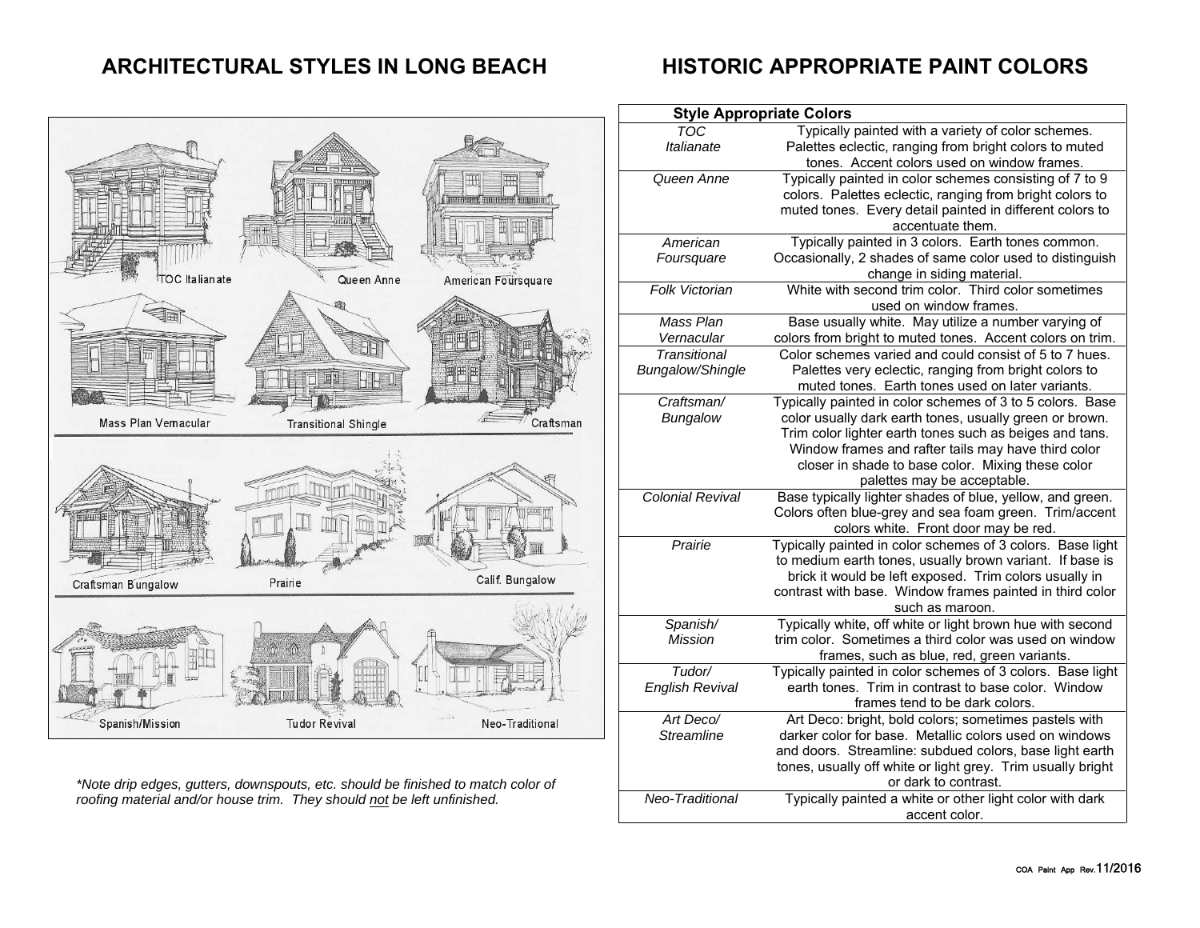# ARCHITECTURAL STYLES IN LONG BEACH

TOC Italianate

Queen Anne

American Foursquare

Mass Plan Vernacular

Transitional Shingle

Craftsman

Craftsman Bungalow

Prairie

Calif. Bungalow

Spanish/Mission

Tudor Revival

Neo-Traditional

*\*Note drip edges, gutters, downspouts, etc. should be finished to match color of roofing material and/or house trim. They should not be left unfinished.*

# HISTORIC APPROPRIATE PAINT COLORS

| **Style Appropriate Colors** | |
|---|---|
| *TOC Italianate* | Typically painted with a variety of color schemes. Palettes eclectic, ranging from bright colors to muted tones. Accent colors used on window frames. |
| *Queen Anne* | Typically painted in color schemes consisting of 7 to 9 colors. Palettes eclectic, ranging from bright colors to muted tones. Every detail painted in different colors to accentuate them. |
| *American Foursquare* | Typically painted in 3 colors. Earth tones common. Occasionally, 2 shades of same color used to distinguish change in siding material. |
| *Folk Victorian* | White with second trim color. Third color sometimes used on window frames. |
| *Mass Plan Vernacular* | Base usually white. May utilize a number varying of colors from bright to muted tones. Accent colors on trim. |
| *Transitional Bungalow/Shingle* | Color schemes varied and could consist of 5 to 7 hues. Palettes very eclectic, ranging from bright colors to muted tones. Earth tones used on later variants. |
| *Craftsman/ Bungalow* | Typically painted in color schemes of 3 to 5 colors. Base color usually dark earth tones, usually green or brown. Trim color lighter earth tones such as beiges and tans. Window frames and rafter tails may have third color closer in shade to base color. Mixing these color palettes may be acceptable. |
| *Colonial Revival* | Base typically lighter shades of blue, yellow, and green. Colors often blue-grey and sea foam green. Trim/accent colors white. Front door may be red. |
| *Prairie* | Typically painted in color schemes of 3 colors. Base light to medium earth tones, usually brown variant. If base is brick it would be left exposed. Trim colors usually in contrast with base. Window frames painted in third color such as maroon. |
| *Spanish/ Mission* | Typically white, off white or light brown hue with second trim color. Sometimes a third color was used on window frames, such as blue, red, green variants. |
| *Tudor/ English Revival* | Typically painted in color schemes of 3 colors. Base light earth tones. Trim in contrast to base color. Window frames tend to be dark colors. |
| *Art Deco/ Streamline* | Art Deco: bright, bold colors; sometimes pastels with darker color for base. Metallic colors used on windows and doors. Streamline: subdued colors, base light earth tones, usually off white or light grey. Trim usually bright or dark to contrast. |
| *Neo-Traditional* | Typically painted a white or other light color with dark accent color. |

COA Paint App Rev.11/2016